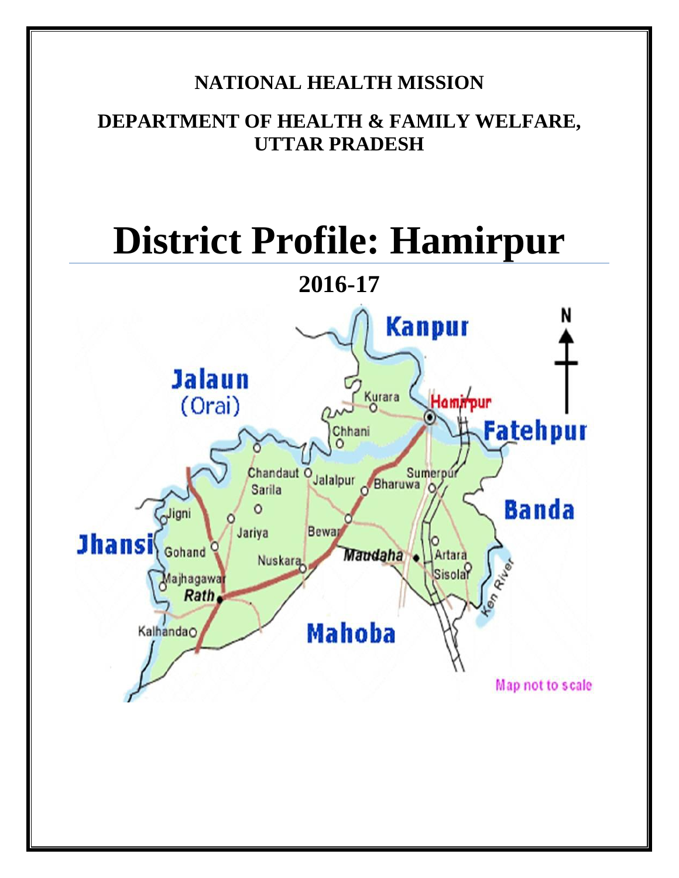**NATIONAL HEALTH MISSION**

**DEPARTMENT OF HEALTH & FAMILY WELFARE, UTTAR PRADESH**

# District Profile: Hamirpur

## 2016-17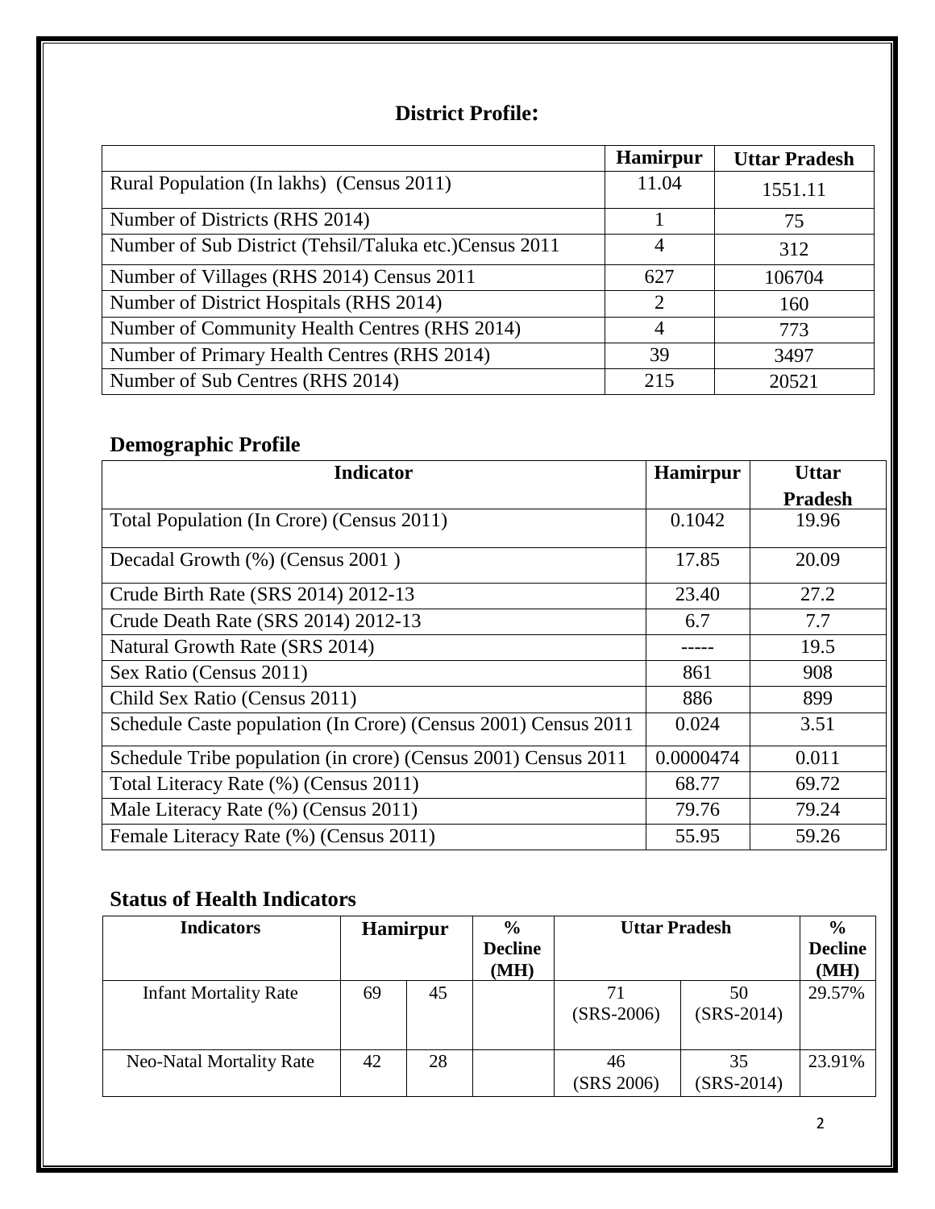## District Profile:

| | Hamirpur | Uttar Pradesh |
|---|---|---|
| Rural Population (In lakhs) (Census 2011) | 11.04 | 1551.11 |
| Number of Districts (RHS 2014) | 1 | 75 |
| Number of Sub District (Tehsil/Taluka etc.)Census 2011 | 4 | 312 |
| Number of Villages (RHS 2014) Census 2011 | 627 | 106704 |
| Number of District Hospitals (RHS 2014) | 2 | 160 |
| Number of Community Health Centres (RHS 2014) | 4 | 773 |
| Number of Primary Health Centres (RHS 2014) | 39 | 3497 |
| Number of Sub Centres (RHS 2014) | 215 | 20521 |

## Demographic Profile

| Indicator | Hamirpur | Uttar Pradesh |
|---|---|---|
| Total Population (In Crore) (Census 2011) | 0.1042 | 19.96 |
| Decadal Growth (%) (Census 2001 ) | 17.85 | 20.09 |
| Crude Birth Rate (SRS 2014) 2012-13 | 23.40 | 27.2 |
| Crude Death Rate (SRS 2014) 2012-13 | 6.7 | 7.7 |
| Natural Growth Rate (SRS 2014) | ----- | 19.5 |
| Sex Ratio (Census 2011) | 861 | 908 |
| Child Sex Ratio (Census 2011) | 886 | 899 |
| Schedule Caste population (In Crore) (Census 2001) Census 2011 | 0.024 | 3.51 |
| Schedule Tribe population (in crore) (Census 2001) Census 2011 | 0.0000474 | 0.011 |
| Total Literacy Rate (%) (Census 2011) | 68.77 | 69.72 |
| Male Literacy Rate (%) (Census 2011) | 79.76 | 79.24 |
| Female Literacy Rate (%) (Census 2011) | 55.95 | 59.26 |

## Status of Health Indicators

| Indicators | Hamirpur | | % Decline (MH) | Uttar Pradesh | | % Decline (MH) |
|---|---|---|---|---|---|---|
| Infant Mortality Rate | 69 | 45 | | 71 (SRS-2006) | 50 (SRS-2014) | 29.57% |
| Neo-Natal Mortality Rate | 42 | 28 | | 46 (SRS 2006) | 35 (SRS-2014) | 23.91% |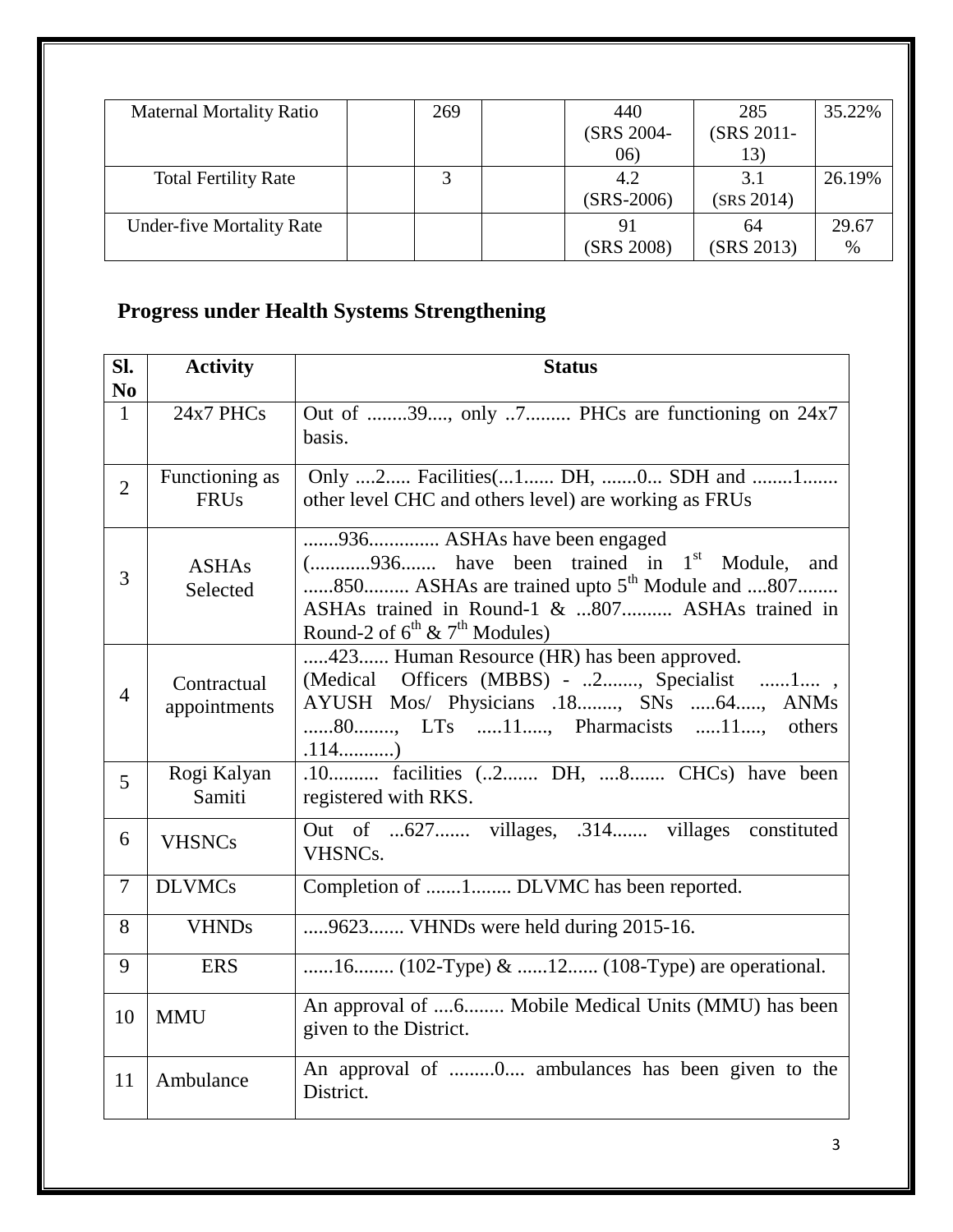| Maternal Mortality Ratio | | 269 | | 440 (SRS 2004-06) | 285 (SRS 2011-13) | 35.22% |
|---|---|---|---|---|---|---|
| Total Fertility Rate | | 3 | | 4.2 (SRS-2006) | 3.1 (SRS 2014) | 26.19% |
| Under-five Mortality Rate | | | | 91 (SRS 2008) | 64 (SRS 2013) | 29.67 % |

## Progress under Health Systems Strengthening

| Sl. No | Activity | Status |
|---|---|---|
| 1 | 24x7 PHCs | Out of ........39...., only ..7......... PHCs are functioning on 24x7 basis. |
| 2 | Functioning as FRUs | Only ....2..... Facilities(...1...... DH, .......0... SDH and ........1....... other level CHC and others level) are working as FRUs |
| 3 | ASHAs Selected | .......936.............. ASHAs have been engaged (............936....... have been trained in 1st Module, and ......850......... ASHAs are trained upto 5th Module and ....807........ ASHAs trained in Round-1 & ...807.......... ASHAs trained in Round-2 of 6th & 7th Modules) |
| 4 | Contractual appointments | .....423...... Human Resource (HR) has been approved. (Medical Officers (MBBS) - ..2......., Specialist ......1.... , AYUSH Mos/ Physicians .18........, SNs .....64....., ANMs ......80........, LTs .....11....., Pharmacists .....11...., others .114...........) |
| 5 | Rogi Kalyan Samiti | .10.......... facilities (..2....... DH, ....8....... CHCs) have been registered with RKS. |
| 6 | VHSNCs | Out of ...627....... villages, .314....... villages constituted VHSNCs. |
| 7 | DLVMCs | Completion of .......1........ DLVMC has been reported. |
| 8 | VHNDs | .....9623....... VHNDs were held during 2015-16. |
| 9 | ERS | ......16........ (102-Type) & ......12...... (108-Type) are operational. |
| 10 | MMU | An approval of ....6........ Mobile Medical Units (MMU) has been given to the District. |
| 11 | Ambulance | An approval of .........0.... ambulances has been given to the District. |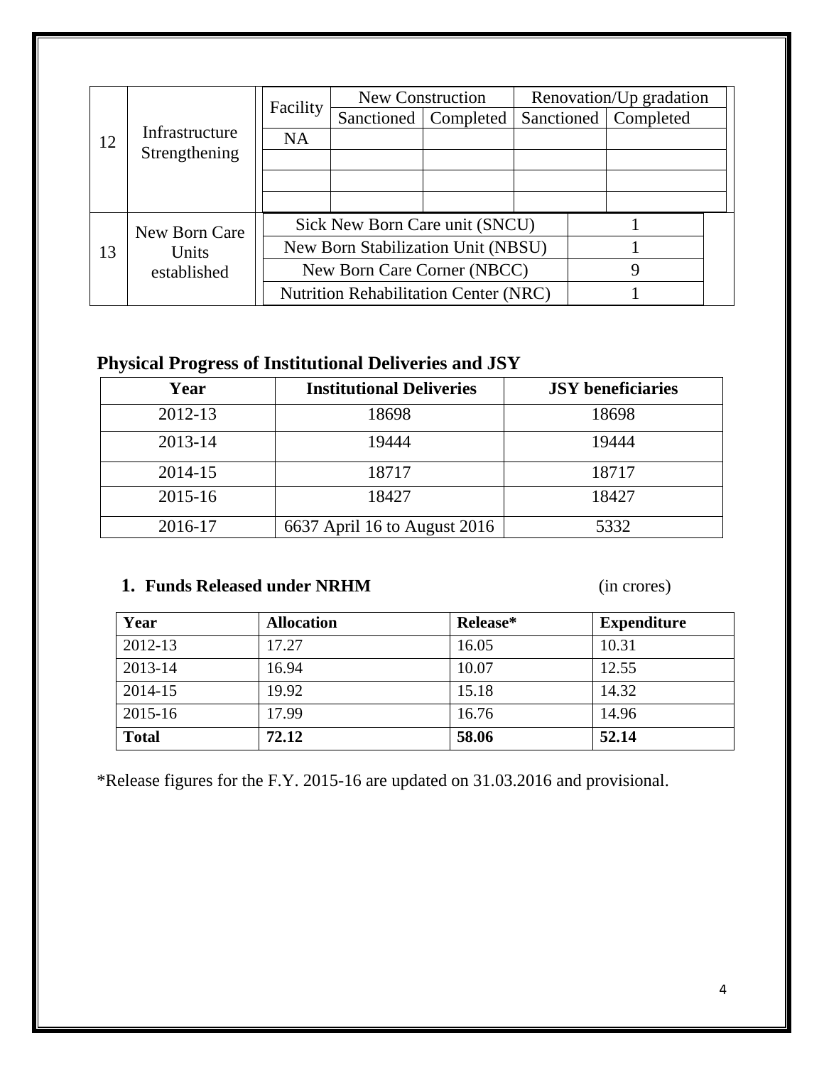| 12 | Infrastructure Strengthening | Facility | New Construction | | Renovation/Up gradation | |
|---|---|---|---|---|---|---|
| | | | Sanctioned | Completed | Sanctioned | Completed |
| | | NA | | | | |
| | | | | | | |
| | | | | | | |
| | | | | | | |

| 13 | New Born Care Units established | | |
|---|---|---|---|
| | | Sick New Born Care unit (SNCU) | 1 |
| | | New Born Stabilization Unit (NBSU) | 1 |
| | | New Born Care Corner (NBCC) | 9 |
| | | Nutrition Rehabilitation Center (NRC) | 1 |

## Physical Progress of Institutional Deliveries and JSY

| Year | Institutional Deliveries | JSY beneficiaries |
|---|---|---|
| 2012-13 | 18698 | 18698 |
| 2013-14 | 19444 | 19444 |
| 2014-15 | 18717 | 18717 |
| 2015-16 | 18427 | 18427 |
| 2016-17 | 6637 April 16 to August 2016 | 5332 |

### 1. Funds Released under NRHM (in crores)

| Year | Allocation | Release* | Expenditure |
|---|---|---|---|
| 2012-13 | 17.27 | 16.05 | 10.31 |
| 2013-14 | 16.94 | 10.07 | 12.55 |
| 2014-15 | 19.92 | 15.18 | 14.32 |
| 2015-16 | 17.99 | 16.76 | 14.96 |
| **Total** | **72.12** | **58.06** | **52.14** |

*Release figures for the F.Y. 2015-16 are updated on 31.03.2016 and provisional.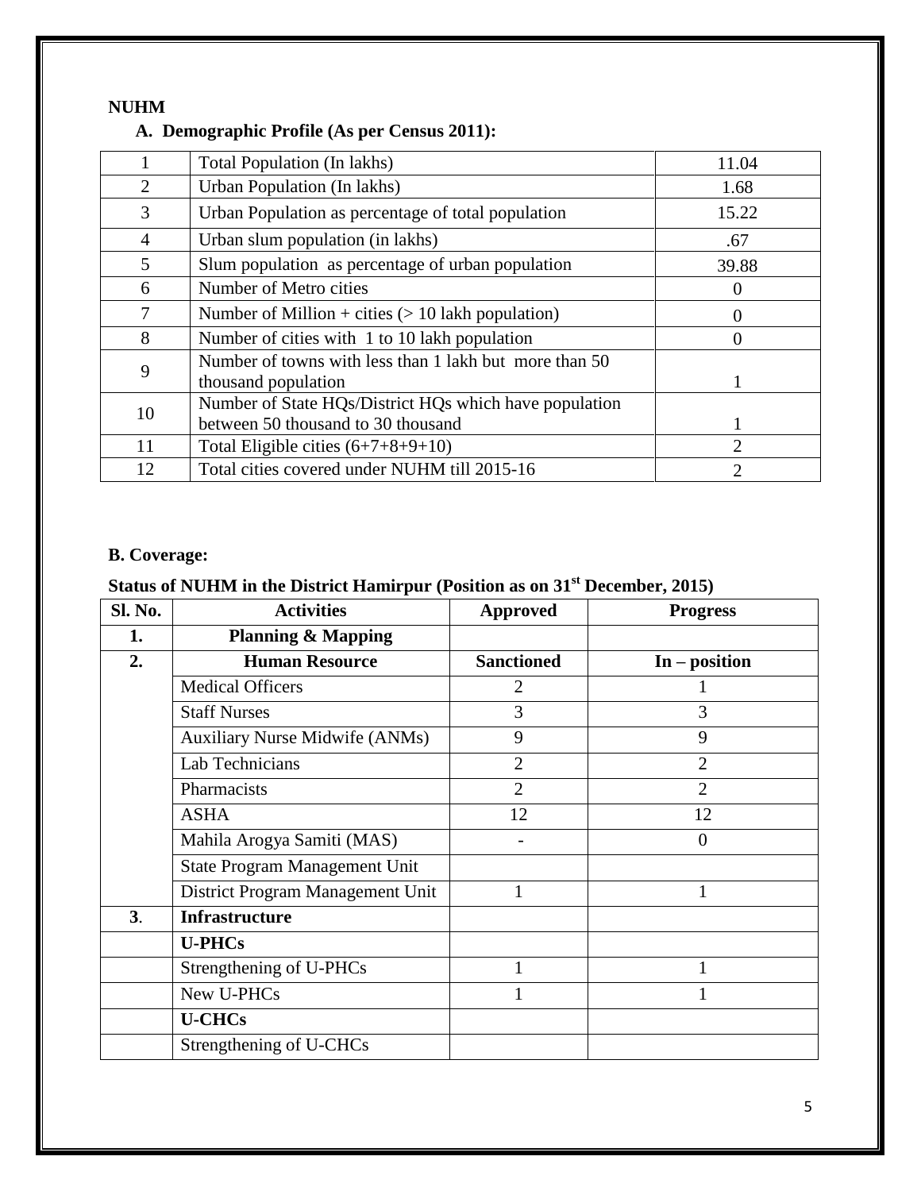**NUHM**

**A. Demographic Profile (As per Census 2011):**

| | | |
|---|---|---|
| 1 | Total Population (In lakhs) | 11.04 |
| 2 | Urban Population (In lakhs) | 1.68 |
| 3 | Urban Population as percentage of total population | 15.22 |
| 4 | Urban slum population (in lakhs) | .67 |
| 5 | Slum population as percentage of urban population | 39.88 |
| 6 | Number of Metro cities | 0 |
| 7 | Number of Million + cities (> 10 lakh population) | 0 |
| 8 | Number of cities with 1 to 10 lakh population | 0 |
| 9 | Number of towns with less than 1 lakh but more than 50 thousand population | 1 |
| 10 | Number of State HQs/District HQs which have population between 50 thousand to 30 thousand | 1 |
| 11 | Total Eligible cities (6+7+8+9+10) | 2 |
| 12 | Total cities covered under NUHM till 2015-16 | 2 |

**B. Coverage:**

**Status of NUHM in the District Hamirpur (Position as on 31st December, 2015)**

| Sl. No. | Activities | Approved | Progress |
|---|---|---|---|
| **1.** | **Planning & Mapping** | | |
| **2.** | **Human Resource** | **Sanctioned** | **In – position** |
| | Medical Officers | 2 | 1 |
| | Staff Nurses | 3 | 3 |
| | Auxiliary Nurse Midwife (ANMs) | 9 | 9 |
| | Lab Technicians | 2 | 2 |
| | Pharmacists | 2 | 2 |
| | ASHA | 12 | 12 |
| | Mahila Arogya Samiti (MAS) | - | 0 |
| | State Program Management Unit | | |
| | District Program Management Unit | 1 | 1 |
| **3**. | **Infrastructure** | | |
| | **U-PHCs** | | |
| | Strengthening of U-PHCs | 1 | 1 |
| | New U-PHCs | 1 | 1 |
| | **U-CHCs** | | |
| | Strengthening of U-CHCs | | |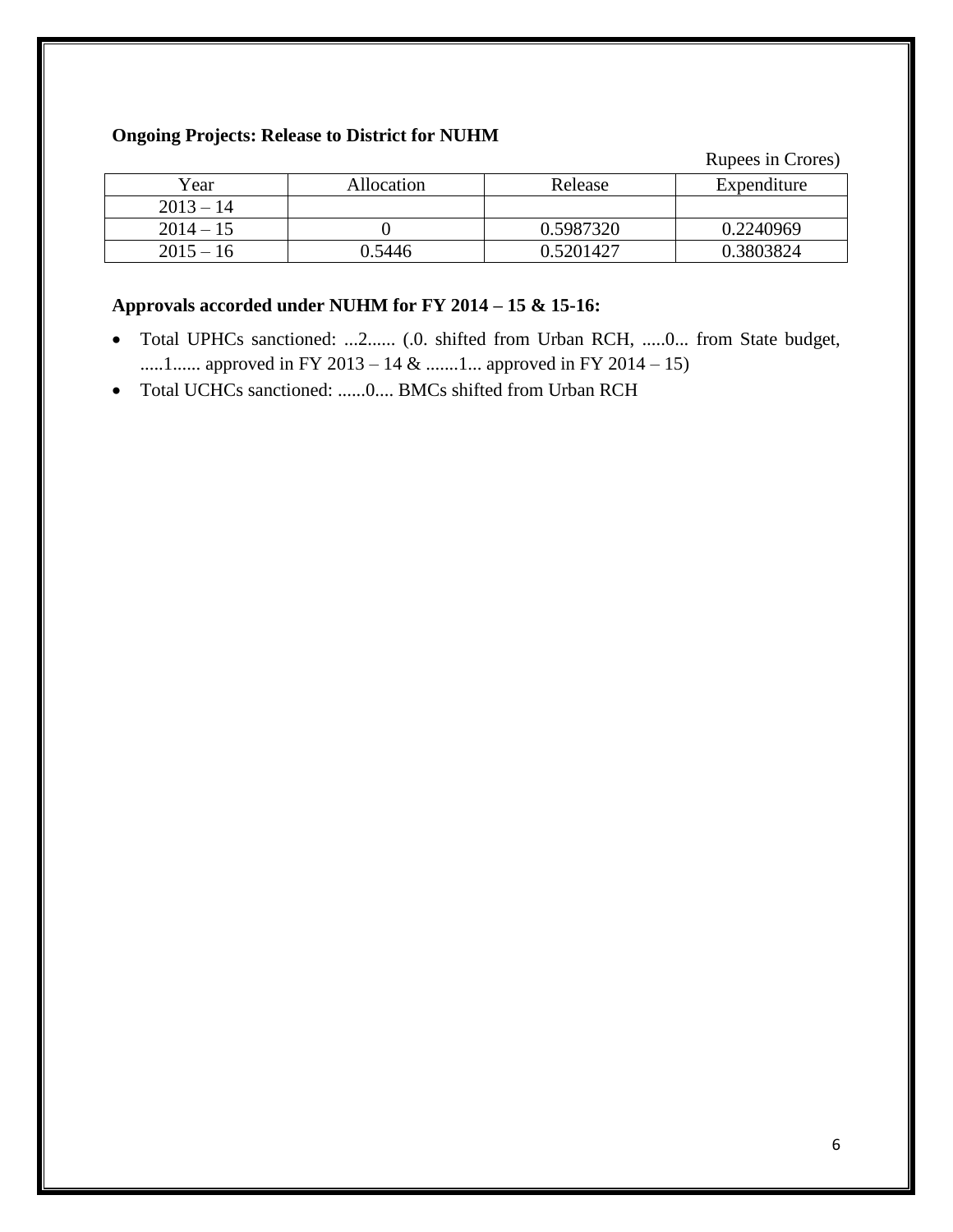**Ongoing Projects: Release to District for NUHM**

Rupees in Crores)

| Year | Allocation | Release | Expenditure |
| --- | --- | --- | --- |
| 2013 – 14 | | | |
| 2014 – 15 | 0 | 0.5987320 | 0.2240969 |
| 2015 – 16 | 0.5446 | 0.5201427 | 0.3803824 |

**Approvals accorded under NUHM for FY 2014 – 15 & 15-16:**

- Total UPHCs sanctioned: ...2...... (.0. shifted from Urban RCH, .....0... from State budget, .....1...... approved in FY 2013 – 14 & .......1... approved in FY 2014 – 15)
- Total UCHCs sanctioned: ......0.... BMCs shifted from Urban RCH